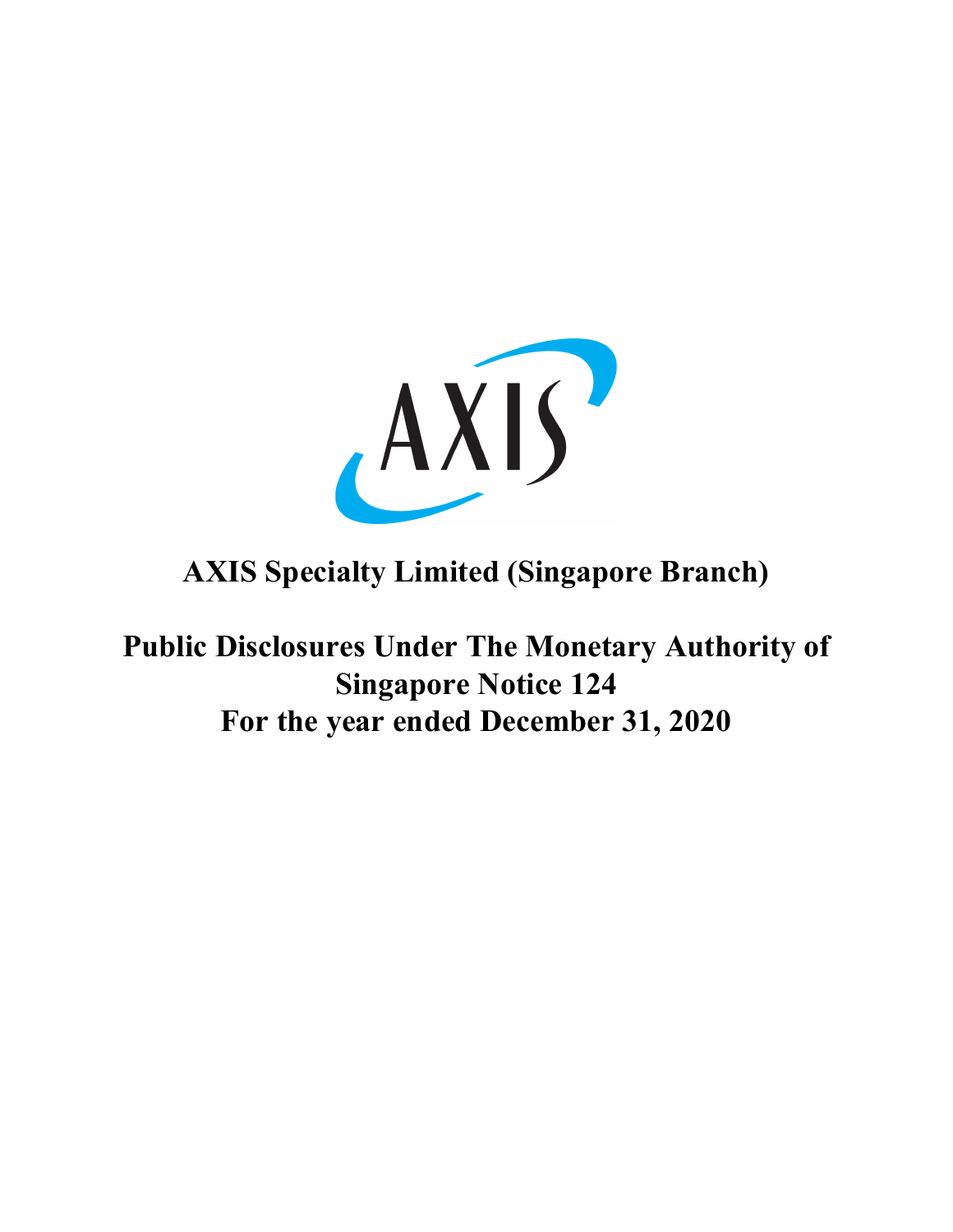# AXIS Specialty Limited (Singapore Branch)

# Public Disclosures Under The Monetary Authority of Singapore Notice 124
# For the year ended December 31, 2020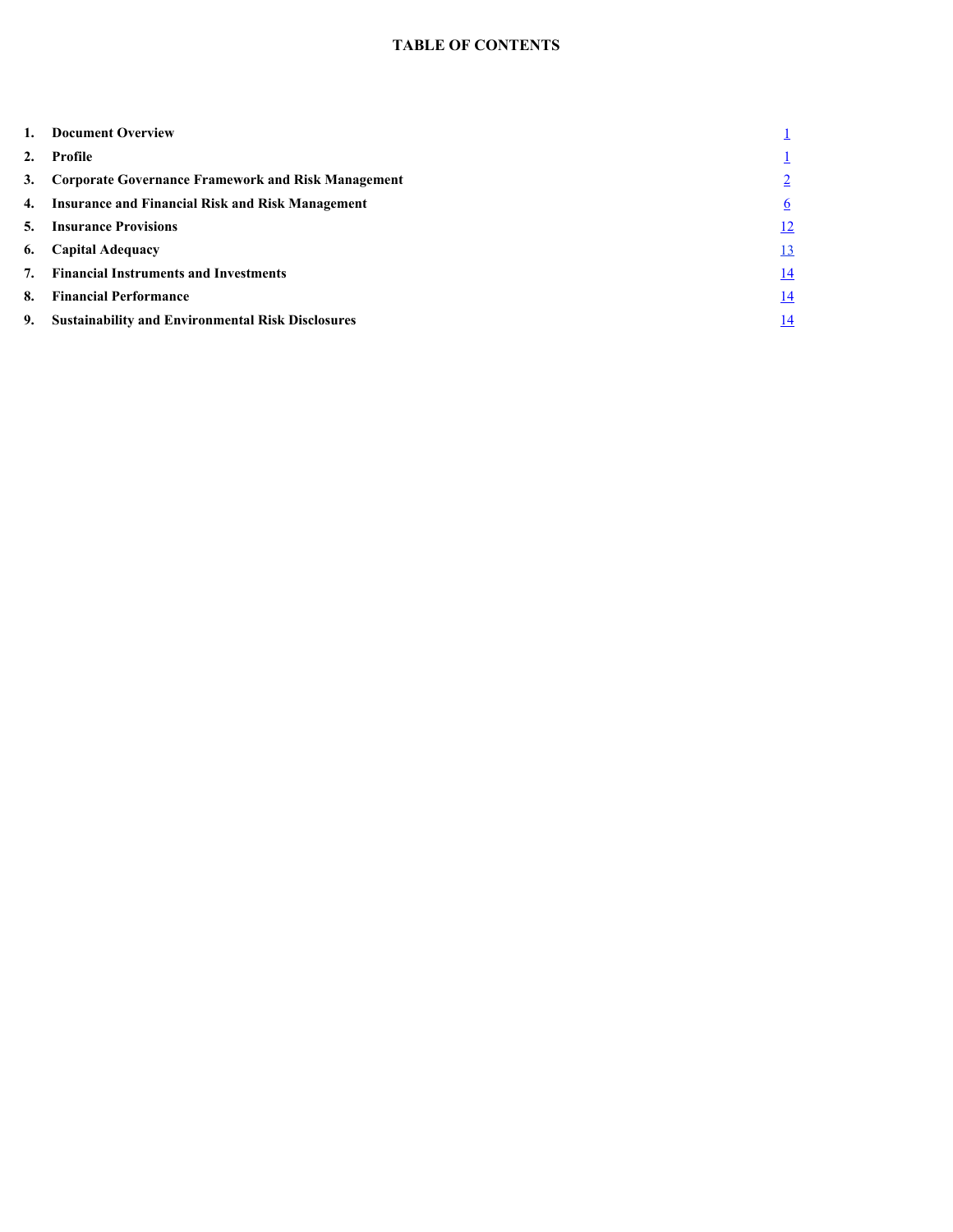# TABLE OF CONTENTS

| | | |
|---|---|---|
| **1.** | **Document Overview** | 1 |
| **2.** | **Profile** | 1 |
| **3.** | **Corporate Governance Framework and Risk Management** | 2 |
| **4.** | **Insurance and Financial Risk and Risk Management** | 6 |
| **5.** | **Insurance Provisions** | 12 |
| **6.** | **Capital Adequacy** | 13 |
| **7.** | **Financial Instruments and Investments** | 14 |
| **8.** | **Financial Performance** | 14 |
| **9.** | **Sustainability and Environmental Risk Disclosures** | 14 |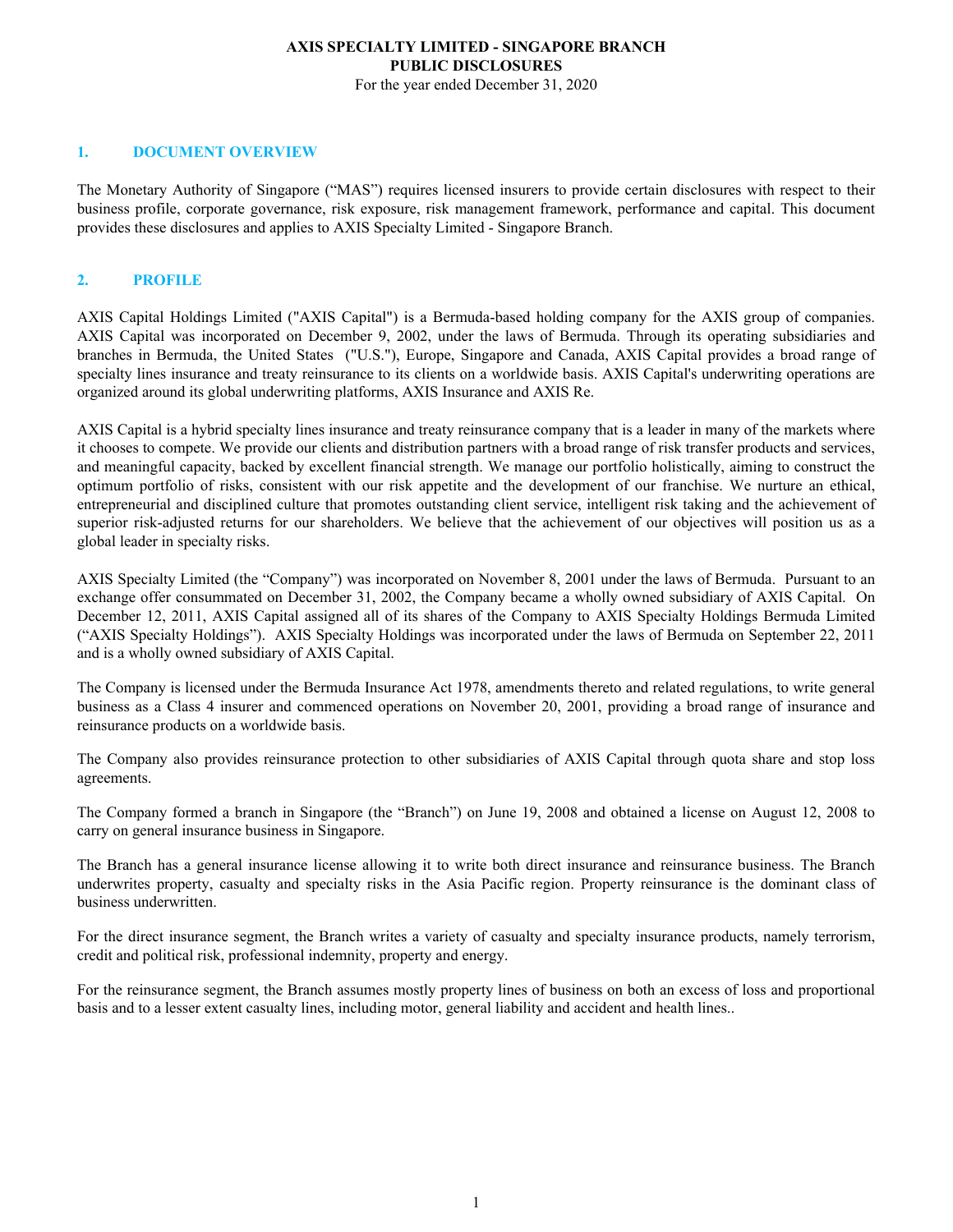**AXIS SPECIALTY LIMITED - SINGAPORE BRANCH**
**PUBLIC DISCLOSURES**
For the year ended December 31, 2020

## 1. DOCUMENT OVERVIEW

The Monetary Authority of Singapore ("MAS") requires licensed insurers to provide certain disclosures with respect to their business profile, corporate governance, risk exposure, risk management framework, performance and capital. This document provides these disclosures and applies to AXIS Specialty Limited - Singapore Branch.

## 2. PROFILE

AXIS Capital Holdings Limited ("AXIS Capital") is a Bermuda-based holding company for the AXIS group of companies. AXIS Capital was incorporated on December 9, 2002, under the laws of Bermuda. Through its operating subsidiaries and branches in Bermuda, the United States ("U.S."), Europe, Singapore and Canada, AXIS Capital provides a broad range of specialty lines insurance and treaty reinsurance to its clients on a worldwide basis. AXIS Capital's underwriting operations are organized around its global underwriting platforms, AXIS Insurance and AXIS Re.

AXIS Capital is a hybrid specialty lines insurance and treaty reinsurance company that is a leader in many of the markets where it chooses to compete. We provide our clients and distribution partners with a broad range of risk transfer products and services, and meaningful capacity, backed by excellent financial strength. We manage our portfolio holistically, aiming to construct the optimum portfolio of risks, consistent with our risk appetite and the development of our franchise. We nurture an ethical, entrepreneurial and disciplined culture that promotes outstanding client service, intelligent risk taking and the achievement of superior risk-adjusted returns for our shareholders. We believe that the achievement of our objectives will position us as a global leader in specialty risks.

AXIS Specialty Limited (the "Company") was incorporated on November 8, 2001 under the laws of Bermuda. Pursuant to an exchange offer consummated on December 31, 2002, the Company became a wholly owned subsidiary of AXIS Capital. On December 12, 2011, AXIS Capital assigned all of its shares of the Company to AXIS Specialty Holdings Bermuda Limited ("AXIS Specialty Holdings"). AXIS Specialty Holdings was incorporated under the laws of Bermuda on September 22, 2011 and is a wholly owned subsidiary of AXIS Capital.

The Company is licensed under the Bermuda Insurance Act 1978, amendments thereto and related regulations, to write general business as a Class 4 insurer and commenced operations on November 20, 2001, providing a broad range of insurance and reinsurance products on a worldwide basis.

The Company also provides reinsurance protection to other subsidiaries of AXIS Capital through quota share and stop loss agreements.

The Company formed a branch in Singapore (the "Branch") on June 19, 2008 and obtained a license on August 12, 2008 to carry on general insurance business in Singapore.

The Branch has a general insurance license allowing it to write both direct insurance and reinsurance business. The Branch underwrites property, casualty and specialty risks in the Asia Pacific region. Property reinsurance is the dominant class of business underwritten.

For the direct insurance segment, the Branch writes a variety of casualty and specialty insurance products, namely terrorism, credit and political risk, professional indemnity, property and energy.

For the reinsurance segment, the Branch assumes mostly property lines of business on both an excess of loss and proportional basis and to a lesser extent casualty lines, including motor, general liability and accident and health lines..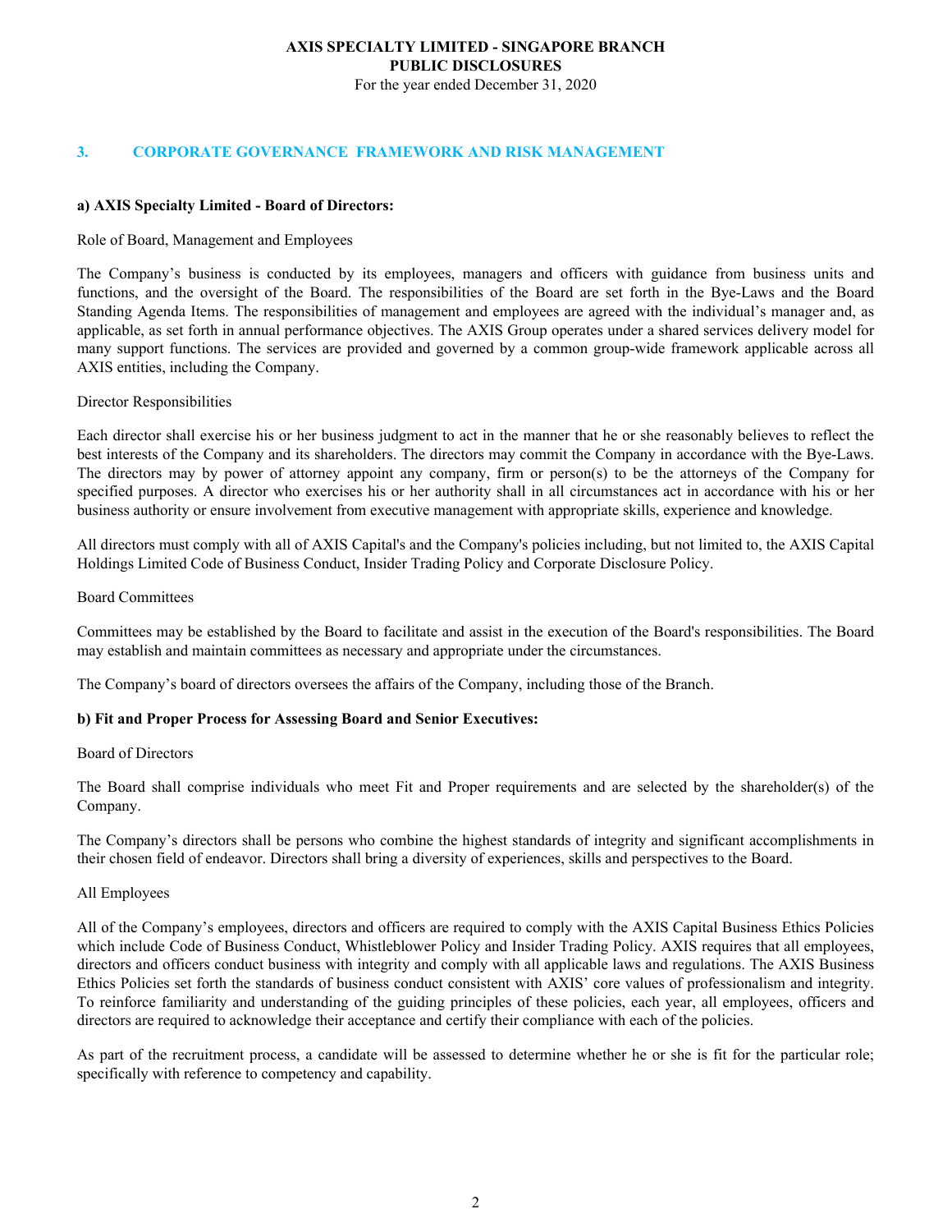## 3. CORPORATE GOVERNANCE FRAMEWORK AND RISK MANAGEMENT

**a) AXIS Specialty Limited - Board of Directors:**

Role of Board, Management and Employees

The Company's business is conducted by its employees, managers and officers with guidance from business units and functions, and the oversight of the Board. The responsibilities of the Board are set forth in the Bye-Laws and the Board Standing Agenda Items. The responsibilities of management and employees are agreed with the individual's manager and, as applicable, as set forth in annual performance objectives. The AXIS Group operates under a shared services delivery model for many support functions. The services are provided and governed by a common group-wide framework applicable across all AXIS entities, including the Company.

Director Responsibilities

Each director shall exercise his or her business judgment to act in the manner that he or she reasonably believes to reflect the best interests of the Company and its shareholders. The directors may commit the Company in accordance with the Bye-Laws. The directors may by power of attorney appoint any company, firm or person(s) to be the attorneys of the Company for specified purposes. A director who exercises his or her authority shall in all circumstances act in accordance with his or her business authority or ensure involvement from executive management with appropriate skills, experience and knowledge.

All directors must comply with all of AXIS Capital's and the Company's policies including, but not limited to, the AXIS Capital Holdings Limited Code of Business Conduct, Insider Trading Policy and Corporate Disclosure Policy.

Board Committees

Committees may be established by the Board to facilitate and assist in the execution of the Board's responsibilities. The Board may establish and maintain committees as necessary and appropriate under the circumstances.

The Company's board of directors oversees the affairs of the Company, including those of the Branch.

**b) Fit and Proper Process for Assessing Board and Senior Executives:**

Board of Directors

The Board shall comprise individuals who meet Fit and Proper requirements and are selected by the shareholder(s) of the Company.

The Company's directors shall be persons who combine the highest standards of integrity and significant accomplishments in their chosen field of endeavor. Directors shall bring a diversity of experiences, skills and perspectives to the Board.

All Employees

All of the Company's employees, directors and officers are required to comply with the AXIS Capital Business Ethics Policies which include Code of Business Conduct, Whistleblower Policy and Insider Trading Policy. AXIS requires that all employees, directors and officers conduct business with integrity and comply with all applicable laws and regulations. The AXIS Business Ethics Policies set forth the standards of business conduct consistent with AXIS' core values of professionalism and integrity. To reinforce familiarity and understanding of the guiding principles of these policies, each year, all employees, officers and directors are required to acknowledge their acceptance and certify their compliance with each of the policies.

As part of the recruitment process, a candidate will be assessed to determine whether he or she is fit for the particular role; specifically with reference to competency and capability.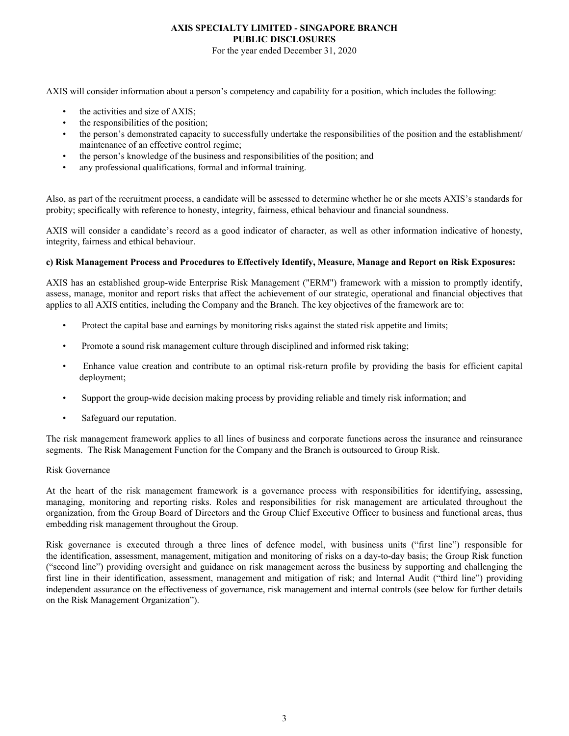AXIS will consider information about a person's competency and capability for a position, which includes the following:

- the activities and size of AXIS;
- the responsibilities of the position;
- the person's demonstrated capacity to successfully undertake the responsibilities of the position and the establishment/ maintenance of an effective control regime;
- the person's knowledge of the business and responsibilities of the position; and
- any professional qualifications, formal and informal training.

Also, as part of the recruitment process, a candidate will be assessed to determine whether he or she meets AXIS's standards for probity; specifically with reference to honesty, integrity, fairness, ethical behaviour and financial soundness.

AXIS will consider a candidate's record as a good indicator of character, as well as other information indicative of honesty, integrity, fairness and ethical behaviour.

**c) Risk Management Process and Procedures to Effectively Identify, Measure, Manage and Report on Risk Exposures:**

AXIS has an established group-wide Enterprise Risk Management ("ERM") framework with a mission to promptly identify, assess, manage, monitor and report risks that affect the achievement of our strategic, operational and financial objectives that applies to all AXIS entities, including the Company and the Branch. The key objectives of the framework are to:

- Protect the capital base and earnings by monitoring risks against the stated risk appetite and limits;
- Promote a sound risk management culture through disciplined and informed risk taking;
- Enhance value creation and contribute to an optimal risk-return profile by providing the basis for efficient capital deployment;
- Support the group-wide decision making process by providing reliable and timely risk information; and
- Safeguard our reputation.

The risk management framework applies to all lines of business and corporate functions across the insurance and reinsurance segments. The Risk Management Function for the Company and the Branch is outsourced to Group Risk.

Risk Governance

At the heart of the risk management framework is a governance process with responsibilities for identifying, assessing, managing, monitoring and reporting risks. Roles and responsibilities for risk management are articulated throughout the organization, from the Group Board of Directors and the Group Chief Executive Officer to business and functional areas, thus embedding risk management throughout the Group.

Risk governance is executed through a three lines of defence model, with business units ("first line") responsible for the identification, assessment, management, mitigation and monitoring of risks on a day-to-day basis; the Group Risk function ("second line") providing oversight and guidance on risk management across the business by supporting and challenging the first line in their identification, assessment, management and mitigation of risk; and Internal Audit ("third line") providing independent assurance on the effectiveness of governance, risk management and internal controls (see below for further details on the Risk Management Organization").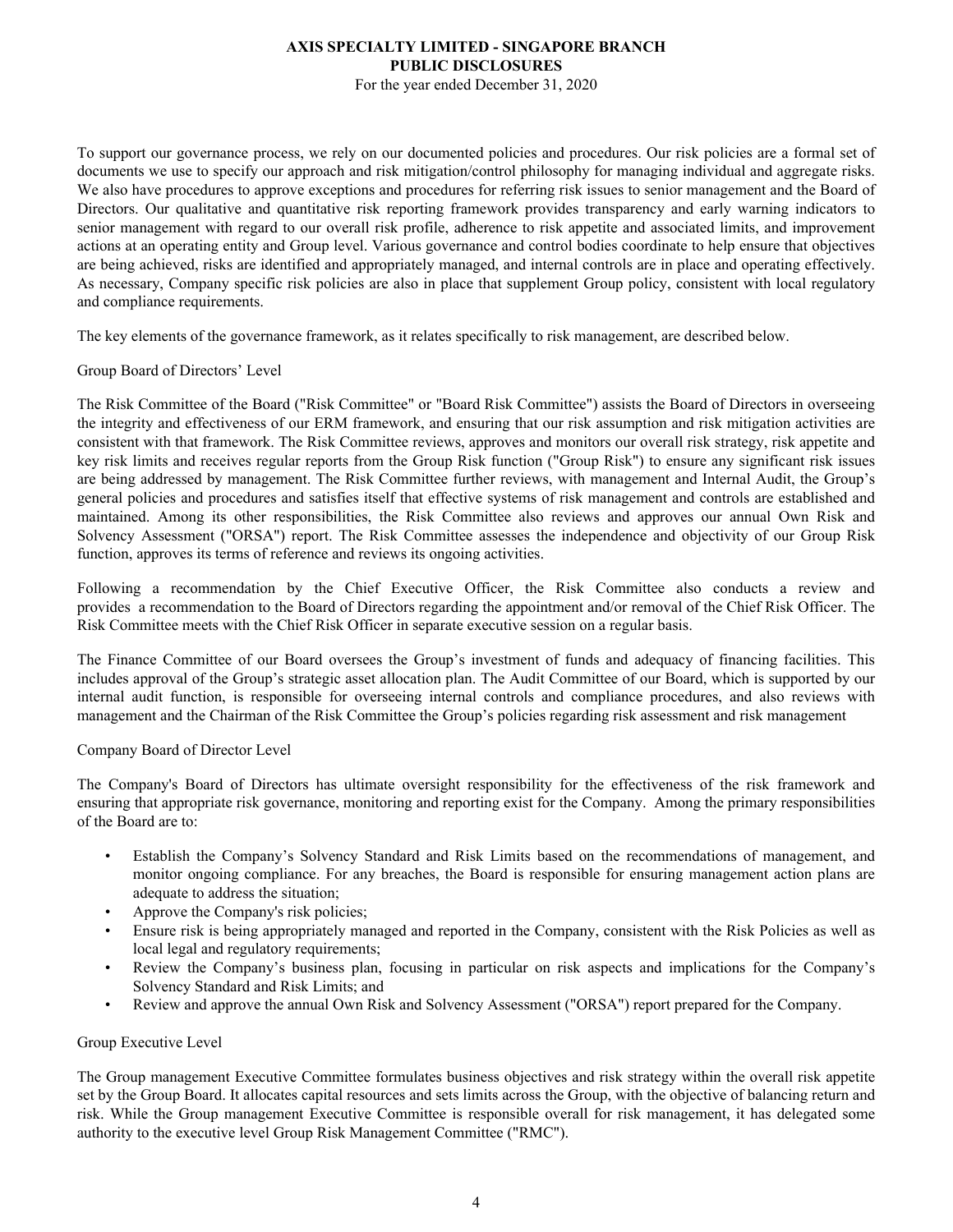To support our governance process, we rely on our documented policies and procedures. Our risk policies are a formal set of documents we use to specify our approach and risk mitigation/control philosophy for managing individual and aggregate risks. We also have procedures to approve exceptions and procedures for referring risk issues to senior management and the Board of Directors. Our qualitative and quantitative risk reporting framework provides transparency and early warning indicators to senior management with regard to our overall risk profile, adherence to risk appetite and associated limits, and improvement actions at an operating entity and Group level. Various governance and control bodies coordinate to help ensure that objectives are being achieved, risks are identified and appropriately managed, and internal controls are in place and operating effectively. As necessary, Company specific risk policies are also in place that supplement Group policy, consistent with local regulatory and compliance requirements.

The key elements of the governance framework, as it relates specifically to risk management, are described below.

Group Board of Directors' Level

The Risk Committee of the Board ("Risk Committee" or "Board Risk Committee") assists the Board of Directors in overseeing the integrity and effectiveness of our ERM framework, and ensuring that our risk assumption and risk mitigation activities are consistent with that framework. The Risk Committee reviews, approves and monitors our overall risk strategy, risk appetite and key risk limits and receives regular reports from the Group Risk function ("Group Risk") to ensure any significant risk issues are being addressed by management. The Risk Committee further reviews, with management and Internal Audit, the Group's general policies and procedures and satisfies itself that effective systems of risk management and controls are established and maintained. Among its other responsibilities, the Risk Committee also reviews and approves our annual Own Risk and Solvency Assessment ("ORSA") report. The Risk Committee assesses the independence and objectivity of our Group Risk function, approves its terms of reference and reviews its ongoing activities.

Following a recommendation by the Chief Executive Officer, the Risk Committee also conducts a review and provides a recommendation to the Board of Directors regarding the appointment and/or removal of the Chief Risk Officer. The Risk Committee meets with the Chief Risk Officer in separate executive session on a regular basis.

The Finance Committee of our Board oversees the Group's investment of funds and adequacy of financing facilities. This includes approval of the Group's strategic asset allocation plan. The Audit Committee of our Board, which is supported by our internal audit function, is responsible for overseeing internal controls and compliance procedures, and also reviews with management and the Chairman of the Risk Committee the Group's policies regarding risk assessment and risk management

Company Board of Director Level

The Company's Board of Directors has ultimate oversight responsibility for the effectiveness of the risk framework and ensuring that appropriate risk governance, monitoring and reporting exist for the Company. Among the primary responsibilities of the Board are to:

- Establish the Company's Solvency Standard and Risk Limits based on the recommendations of management, and monitor ongoing compliance. For any breaches, the Board is responsible for ensuring management action plans are adequate to address the situation;
- Approve the Company's risk policies;
- Ensure risk is being appropriately managed and reported in the Company, consistent with the Risk Policies as well as local legal and regulatory requirements;
- Review the Company's business plan, focusing in particular on risk aspects and implications for the Company's Solvency Standard and Risk Limits; and
- Review and approve the annual Own Risk and Solvency Assessment ("ORSA") report prepared for the Company.

Group Executive Level

The Group management Executive Committee formulates business objectives and risk strategy within the overall risk appetite set by the Group Board. It allocates capital resources and sets limits across the Group, with the objective of balancing return and risk. While the Group management Executive Committee is responsible overall for risk management, it has delegated some authority to the executive level Group Risk Management Committee ("RMC").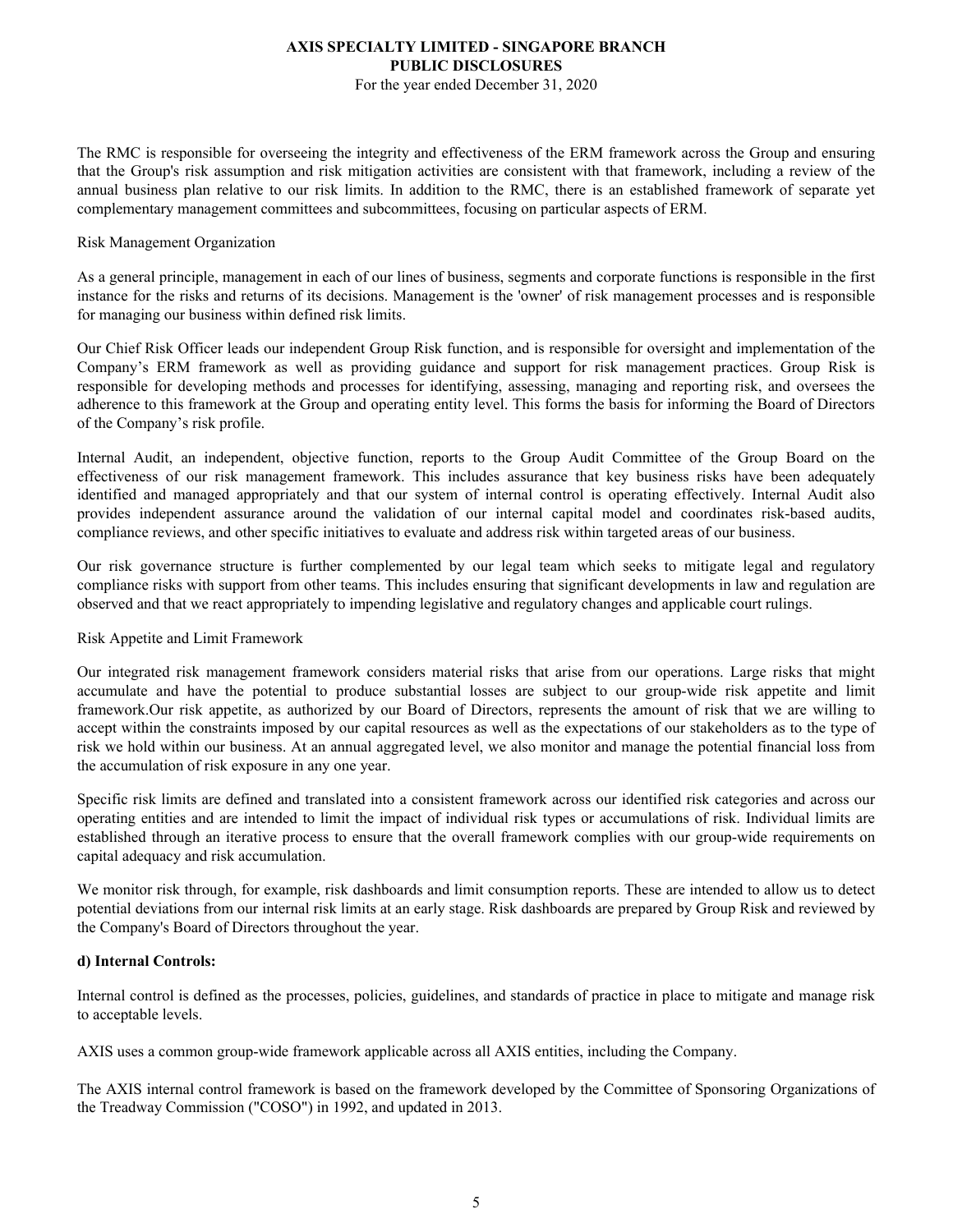The RMC is responsible for overseeing the integrity and effectiveness of the ERM framework across the Group and ensuring that the Group's risk assumption and risk mitigation activities are consistent with that framework, including a review of the annual business plan relative to our risk limits. In addition to the RMC, there is an established framework of separate yet complementary management committees and subcommittees, focusing on particular aspects of ERM.

Risk Management Organization

As a general principle, management in each of our lines of business, segments and corporate functions is responsible in the first instance for the risks and returns of its decisions. Management is the 'owner' of risk management processes and is responsible for managing our business within defined risk limits.

Our Chief Risk Officer leads our independent Group Risk function, and is responsible for oversight and implementation of the Company's ERM framework as well as providing guidance and support for risk management practices. Group Risk is responsible for developing methods and processes for identifying, assessing, managing and reporting risk, and oversees the adherence to this framework at the Group and operating entity level. This forms the basis for informing the Board of Directors of the Company's risk profile.

Internal Audit, an independent, objective function, reports to the Group Audit Committee of the Group Board on the effectiveness of our risk management framework. This includes assurance that key business risks have been adequately identified and managed appropriately and that our system of internal control is operating effectively. Internal Audit also provides independent assurance around the validation of our internal capital model and coordinates risk-based audits, compliance reviews, and other specific initiatives to evaluate and address risk within targeted areas of our business.

Our risk governance structure is further complemented by our legal team which seeks to mitigate legal and regulatory compliance risks with support from other teams. This includes ensuring that significant developments in law and regulation are observed and that we react appropriately to impending legislative and regulatory changes and applicable court rulings.

Risk Appetite and Limit Framework

Our integrated risk management framework considers material risks that arise from our operations. Large risks that might accumulate and have the potential to produce substantial losses are subject to our group-wide risk appetite and limit framework.Our risk appetite, as authorized by our Board of Directors, represents the amount of risk that we are willing to accept within the constraints imposed by our capital resources as well as the expectations of our stakeholders as to the type of risk we hold within our business. At an annual aggregated level, we also monitor and manage the potential financial loss from the accumulation of risk exposure in any one year.

Specific risk limits are defined and translated into a consistent framework across our identified risk categories and across our operating entities and are intended to limit the impact of individual risk types or accumulations of risk. Individual limits are established through an iterative process to ensure that the overall framework complies with our group-wide requirements on capital adequacy and risk accumulation.

We monitor risk through, for example, risk dashboards and limit consumption reports. These are intended to allow us to detect potential deviations from our internal risk limits at an early stage. Risk dashboards are prepared by Group Risk and reviewed by the Company's Board of Directors throughout the year.

**d) Internal Controls:**

Internal control is defined as the processes, policies, guidelines, and standards of practice in place to mitigate and manage risk to acceptable levels.

AXIS uses a common group-wide framework applicable across all AXIS entities, including the Company.

The AXIS internal control framework is based on the framework developed by the Committee of Sponsoring Organizations of the Treadway Commission ("COSO") in 1992, and updated in 2013.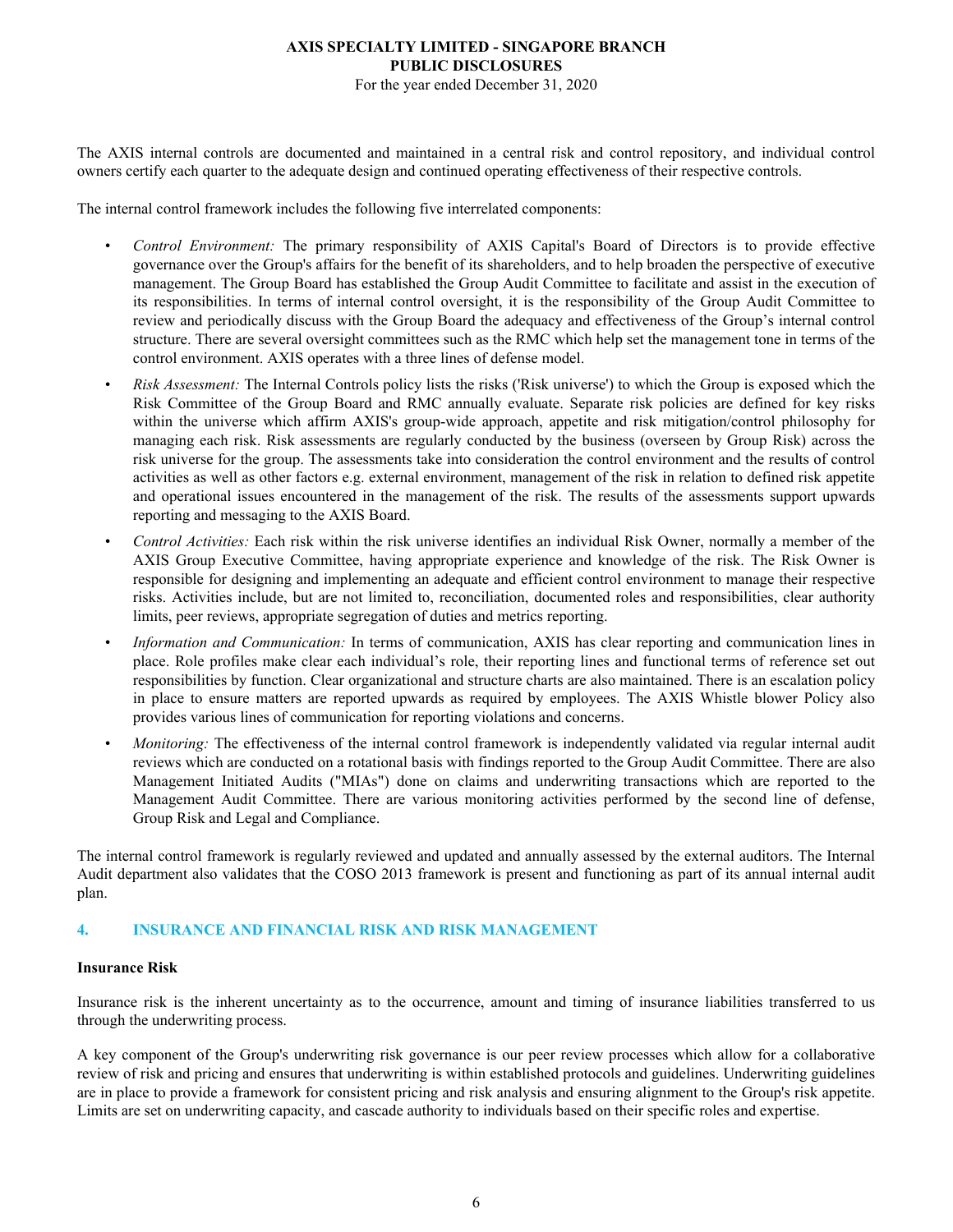The AXIS internal controls are documented and maintained in a central risk and control repository, and individual control owners certify each quarter to the adequate design and continued operating effectiveness of their respective controls.

The internal control framework includes the following five interrelated components:

- *Control Environment:* The primary responsibility of AXIS Capital's Board of Directors is to provide effective governance over the Group's affairs for the benefit of its shareholders, and to help broaden the perspective of executive management. The Group Board has established the Group Audit Committee to facilitate and assist in the execution of its responsibilities. In terms of internal control oversight, it is the responsibility of the Group Audit Committee to review and periodically discuss with the Group Board the adequacy and effectiveness of the Group's internal control structure. There are several oversight committees such as the RMC which help set the management tone in terms of the control environment. AXIS operates with a three lines of defense model.
- *Risk Assessment:* The Internal Controls policy lists the risks ('Risk universe') to which the Group is exposed which the Risk Committee of the Group Board and RMC annually evaluate. Separate risk policies are defined for key risks within the universe which affirm AXIS's group-wide approach, appetite and risk mitigation/control philosophy for managing each risk. Risk assessments are regularly conducted by the business (overseen by Group Risk) across the risk universe for the group. The assessments take into consideration the control environment and the results of control activities as well as other factors e.g. external environment, management of the risk in relation to defined risk appetite and operational issues encountered in the management of the risk. The results of the assessments support upwards reporting and messaging to the AXIS Board.
- *Control Activities:* Each risk within the risk universe identifies an individual Risk Owner, normally a member of the AXIS Group Executive Committee, having appropriate experience and knowledge of the risk. The Risk Owner is responsible for designing and implementing an adequate and efficient control environment to manage their respective risks. Activities include, but are not limited to, reconciliation, documented roles and responsibilities, clear authority limits, peer reviews, appropriate segregation of duties and metrics reporting.
- *Information and Communication:* In terms of communication, AXIS has clear reporting and communication lines in place. Role profiles make clear each individual's role, their reporting lines and functional terms of reference set out responsibilities by function. Clear organizational and structure charts are also maintained. There is an escalation policy in place to ensure matters are reported upwards as required by employees. The AXIS Whistle blower Policy also provides various lines of communication for reporting violations and concerns.
- *Monitoring:* The effectiveness of the internal control framework is independently validated via regular internal audit reviews which are conducted on a rotational basis with findings reported to the Group Audit Committee. There are also Management Initiated Audits ("MIAs") done on claims and underwriting transactions which are reported to the Management Audit Committee. There are various monitoring activities performed by the second line of defense, Group Risk and Legal and Compliance.

The internal control framework is regularly reviewed and updated and annually assessed by the external auditors. The Internal Audit department also validates that the COSO 2013 framework is present and functioning as part of its annual internal audit plan.

## 4. INSURANCE AND FINANCIAL RISK AND RISK MANAGEMENT

**Insurance Risk**

Insurance risk is the inherent uncertainty as to the occurrence, amount and timing of insurance liabilities transferred to us through the underwriting process.

A key component of the Group's underwriting risk governance is our peer review processes which allow for a collaborative review of risk and pricing and ensures that underwriting is within established protocols and guidelines. Underwriting guidelines are in place to provide a framework for consistent pricing and risk analysis and ensuring alignment to the Group's risk appetite. Limits are set on underwriting capacity, and cascade authority to individuals based on their specific roles and expertise.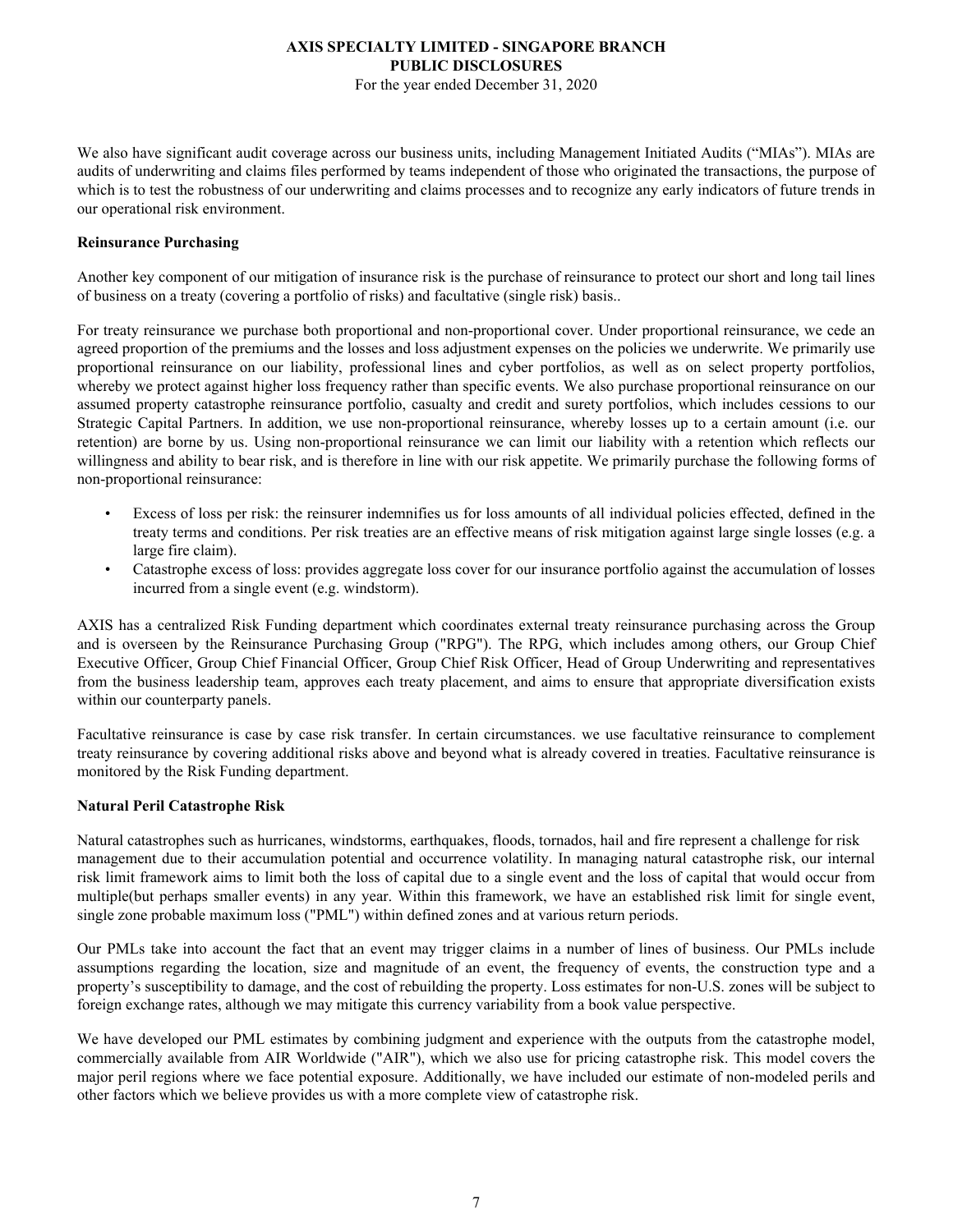We also have significant audit coverage across our business units, including Management Initiated Audits ("MIAs"). MIAs are audits of underwriting and claims files performed by teams independent of those who originated the transactions, the purpose of which is to test the robustness of our underwriting and claims processes and to recognize any early indicators of future trends in our operational risk environment.

**Reinsurance Purchasing**

Another key component of our mitigation of insurance risk is the purchase of reinsurance to protect our short and long tail lines of business on a treaty (covering a portfolio of risks) and facultative (single risk) basis..

For treaty reinsurance we purchase both proportional and non-proportional cover. Under proportional reinsurance, we cede an agreed proportion of the premiums and the losses and loss adjustment expenses on the policies we underwrite. We primarily use proportional reinsurance on our liability, professional lines and cyber portfolios, as well as on select property portfolios, whereby we protect against higher loss frequency rather than specific events. We also purchase proportional reinsurance on our assumed property catastrophe reinsurance portfolio, casualty and credit and surety portfolios, which includes cessions to our Strategic Capital Partners. In addition, we use non-proportional reinsurance, whereby losses up to a certain amount (i.e. our retention) are borne by us. Using non-proportional reinsurance we can limit our liability with a retention which reflects our willingness and ability to bear risk, and is therefore in line with our risk appetite. We primarily purchase the following forms of non-proportional reinsurance:

- Excess of loss per risk: the reinsurer indemnifies us for loss amounts of all individual policies effected, defined in the treaty terms and conditions. Per risk treaties are an effective means of risk mitigation against large single losses (e.g. a large fire claim).
- Catastrophe excess of loss: provides aggregate loss cover for our insurance portfolio against the accumulation of losses incurred from a single event (e.g. windstorm).

AXIS has a centralized Risk Funding department which coordinates external treaty reinsurance purchasing across the Group and is overseen by the Reinsurance Purchasing Group ("RPG"). The RPG, which includes among others, our Group Chief Executive Officer, Group Chief Financial Officer, Group Chief Risk Officer, Head of Group Underwriting and representatives from the business leadership team, approves each treaty placement, and aims to ensure that appropriate diversification exists within our counterparty panels.

Facultative reinsurance is case by case risk transfer. In certain circumstances. we use facultative reinsurance to complement treaty reinsurance by covering additional risks above and beyond what is already covered in treaties. Facultative reinsurance is monitored by the Risk Funding department.

**Natural Peril Catastrophe Risk**

Natural catastrophes such as hurricanes, windstorms, earthquakes, floods, tornados, hail and fire represent a challenge for risk management due to their accumulation potential and occurrence volatility. In managing natural catastrophe risk, our internal risk limit framework aims to limit both the loss of capital due to a single event and the loss of capital that would occur from multiple(but perhaps smaller events) in any year. Within this framework, we have an established risk limit for single event, single zone probable maximum loss ("PML") within defined zones and at various return periods.

Our PMLs take into account the fact that an event may trigger claims in a number of lines of business. Our PMLs include assumptions regarding the location, size and magnitude of an event, the frequency of events, the construction type and a property's susceptibility to damage, and the cost of rebuilding the property. Loss estimates for non-U.S. zones will be subject to foreign exchange rates, although we may mitigate this currency variability from a book value perspective.

We have developed our PML estimates by combining judgment and experience with the outputs from the catastrophe model, commercially available from AIR Worldwide ("AIR"), which we also use for pricing catastrophe risk. This model covers the major peril regions where we face potential exposure. Additionally, we have included our estimate of non-modeled perils and other factors which we believe provides us with a more complete view of catastrophe risk.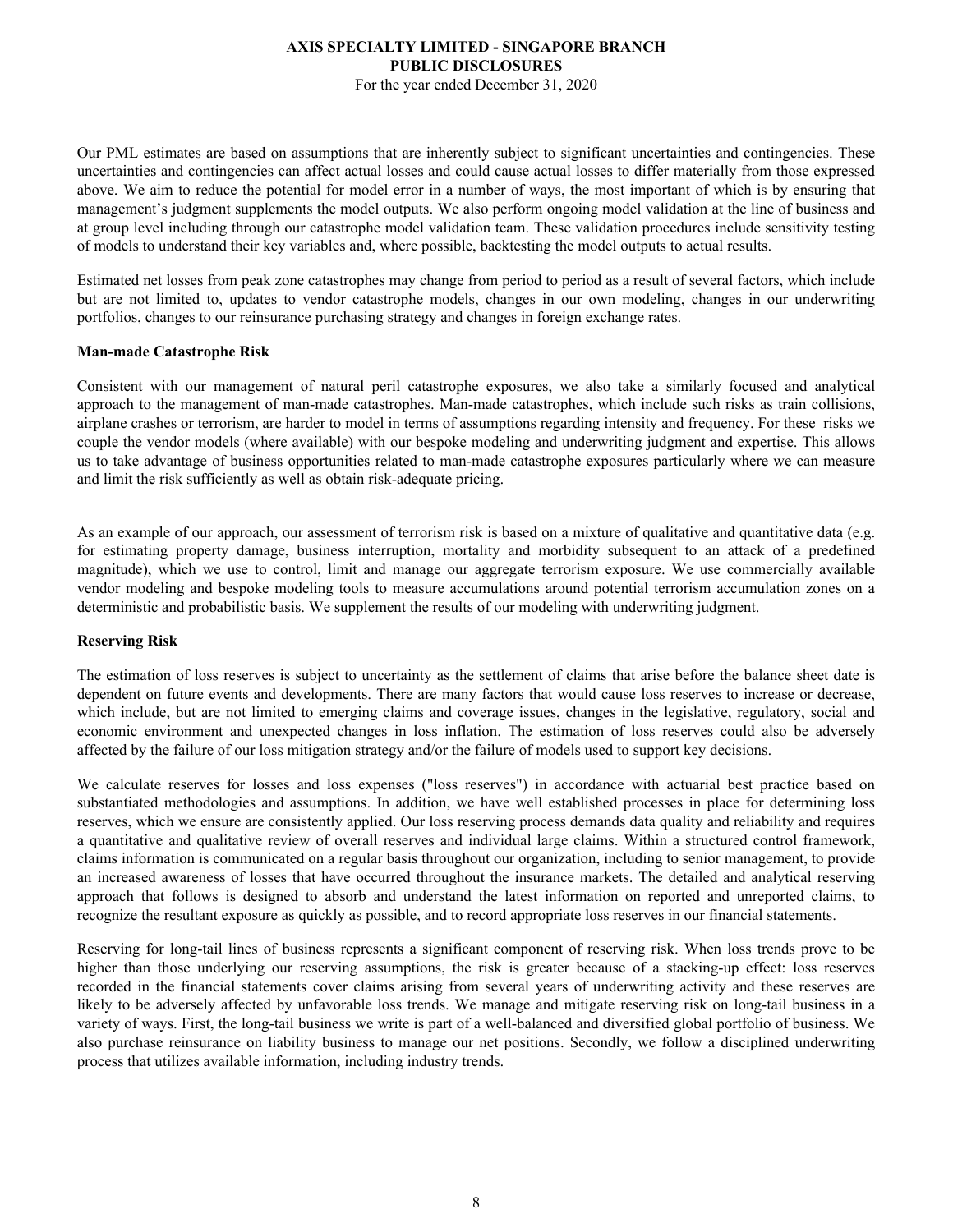Our PML estimates are based on assumptions that are inherently subject to significant uncertainties and contingencies. These uncertainties and contingencies can affect actual losses and could cause actual losses to differ materially from those expressed above. We aim to reduce the potential for model error in a number of ways, the most important of which is by ensuring that management's judgment supplements the model outputs. We also perform ongoing model validation at the line of business and at group level including through our catastrophe model validation team. These validation procedures include sensitivity testing of models to understand their key variables and, where possible, backtesting the model outputs to actual results.

Estimated net losses from peak zone catastrophes may change from period to period as a result of several factors, which include but are not limited to, updates to vendor catastrophe models, changes in our own modeling, changes in our underwriting portfolios, changes to our reinsurance purchasing strategy and changes in foreign exchange rates.

**Man-made Catastrophe Risk**

Consistent with our management of natural peril catastrophe exposures, we also take a similarly focused and analytical approach to the management of man-made catastrophes. Man-made catastrophes, which include such risks as train collisions, airplane crashes or terrorism, are harder to model in terms of assumptions regarding intensity and frequency. For these risks we couple the vendor models (where available) with our bespoke modeling and underwriting judgment and expertise. This allows us to take advantage of business opportunities related to man-made catastrophe exposures particularly where we can measure and limit the risk sufficiently as well as obtain risk-adequate pricing.

As an example of our approach, our assessment of terrorism risk is based on a mixture of qualitative and quantitative data (e.g. for estimating property damage, business interruption, mortality and morbidity subsequent to an attack of a predefined magnitude), which we use to control, limit and manage our aggregate terrorism exposure. We use commercially available vendor modeling and bespoke modeling tools to measure accumulations around potential terrorism accumulation zones on a deterministic and probabilistic basis. We supplement the results of our modeling with underwriting judgment.

**Reserving Risk**

The estimation of loss reserves is subject to uncertainty as the settlement of claims that arise before the balance sheet date is dependent on future events and developments. There are many factors that would cause loss reserves to increase or decrease, which include, but are not limited to emerging claims and coverage issues, changes in the legislative, regulatory, social and economic environment and unexpected changes in loss inflation. The estimation of loss reserves could also be adversely affected by the failure of our loss mitigation strategy and/or the failure of models used to support key decisions.

We calculate reserves for losses and loss expenses ("loss reserves") in accordance with actuarial best practice based on substantiated methodologies and assumptions. In addition, we have well established processes in place for determining loss reserves, which we ensure are consistently applied. Our loss reserving process demands data quality and reliability and requires a quantitative and qualitative review of overall reserves and individual large claims. Within a structured control framework, claims information is communicated on a regular basis throughout our organization, including to senior management, to provide an increased awareness of losses that have occurred throughout the insurance markets. The detailed and analytical reserving approach that follows is designed to absorb and understand the latest information on reported and unreported claims, to recognize the resultant exposure as quickly as possible, and to record appropriate loss reserves in our financial statements.

Reserving for long-tail lines of business represents a significant component of reserving risk. When loss trends prove to be higher than those underlying our reserving assumptions, the risk is greater because of a stacking-up effect: loss reserves recorded in the financial statements cover claims arising from several years of underwriting activity and these reserves are likely to be adversely affected by unfavorable loss trends. We manage and mitigate reserving risk on long-tail business in a variety of ways. First, the long-tail business we write is part of a well-balanced and diversified global portfolio of business. We also purchase reinsurance on liability business to manage our net positions. Secondly, we follow a disciplined underwriting process that utilizes available information, including industry trends.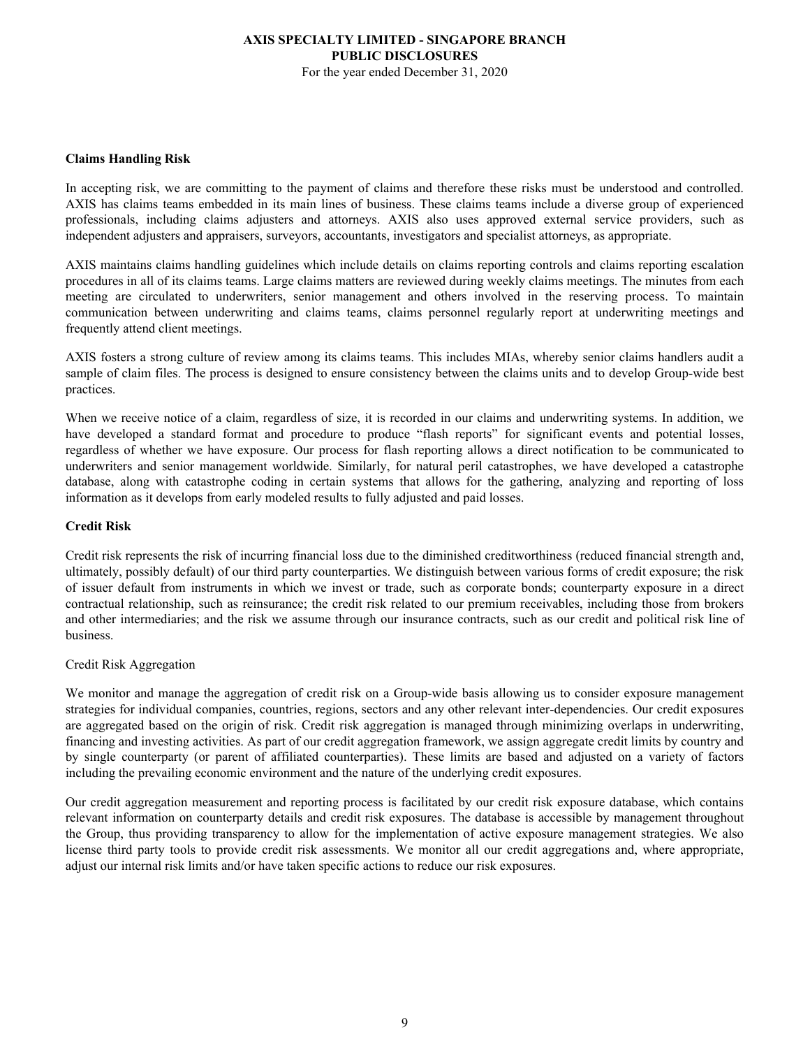**Claims Handling Risk**

In accepting risk, we are committing to the payment of claims and therefore these risks must be understood and controlled. AXIS has claims teams embedded in its main lines of business. These claims teams include a diverse group of experienced professionals, including claims adjusters and attorneys. AXIS also uses approved external service providers, such as independent adjusters and appraisers, surveyors, accountants, investigators and specialist attorneys, as appropriate.

AXIS maintains claims handling guidelines which include details on claims reporting controls and claims reporting escalation procedures in all of its claims teams. Large claims matters are reviewed during weekly claims meetings. The minutes from each meeting are circulated to underwriters, senior management and others involved in the reserving process. To maintain communication between underwriting and claims teams, claims personnel regularly report at underwriting meetings and frequently attend client meetings.

AXIS fosters a strong culture of review among its claims teams. This includes MIAs, whereby senior claims handlers audit a sample of claim files. The process is designed to ensure consistency between the claims units and to develop Group-wide best practices.

When we receive notice of a claim, regardless of size, it is recorded in our claims and underwriting systems. In addition, we have developed a standard format and procedure to produce "flash reports" for significant events and potential losses, regardless of whether we have exposure. Our process for flash reporting allows a direct notification to be communicated to underwriters and senior management worldwide. Similarly, for natural peril catastrophes, we have developed a catastrophe database, along with catastrophe coding in certain systems that allows for the gathering, analyzing and reporting of loss information as it develops from early modeled results to fully adjusted and paid losses.

**Credit Risk**

Credit risk represents the risk of incurring financial loss due to the diminished creditworthiness (reduced financial strength and, ultimately, possibly default) of our third party counterparties. We distinguish between various forms of credit exposure; the risk of issuer default from instruments in which we invest or trade, such as corporate bonds; counterparty exposure in a direct contractual relationship, such as reinsurance; the credit risk related to our premium receivables, including those from brokers and other intermediaries; and the risk we assume through our insurance contracts, such as our credit and political risk line of business.

Credit Risk Aggregation

We monitor and manage the aggregation of credit risk on a Group-wide basis allowing us to consider exposure management strategies for individual companies, countries, regions, sectors and any other relevant inter-dependencies. Our credit exposures are aggregated based on the origin of risk. Credit risk aggregation is managed through minimizing overlaps in underwriting, financing and investing activities. As part of our credit aggregation framework, we assign aggregate credit limits by country and by single counterparty (or parent of affiliated counterparties). These limits are based and adjusted on a variety of factors including the prevailing economic environment and the nature of the underlying credit exposures.

Our credit aggregation measurement and reporting process is facilitated by our credit risk exposure database, which contains relevant information on counterparty details and credit risk exposures. The database is accessible by management throughout the Group, thus providing transparency to allow for the implementation of active exposure management strategies. We also license third party tools to provide credit risk assessments. We monitor all our credit aggregations and, where appropriate, adjust our internal risk limits and/or have taken specific actions to reduce our risk exposures.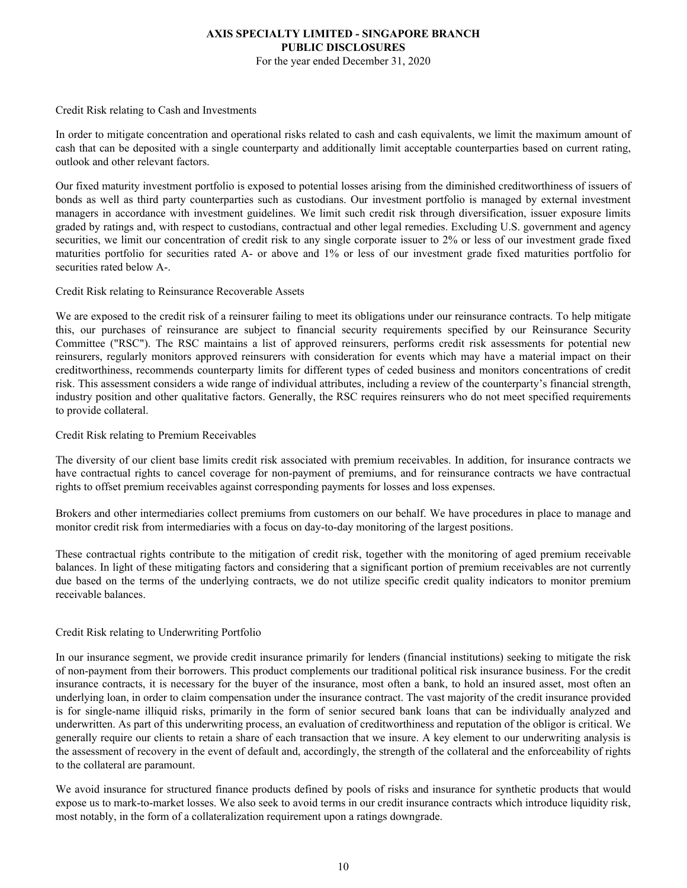Credit Risk relating to Cash and Investments

In order to mitigate concentration and operational risks related to cash and cash equivalents, we limit the maximum amount of cash that can be deposited with a single counterparty and additionally limit acceptable counterparties based on current rating, outlook and other relevant factors.

Our fixed maturity investment portfolio is exposed to potential losses arising from the diminished creditworthiness of issuers of bonds as well as third party counterparties such as custodians. Our investment portfolio is managed by external investment managers in accordance with investment guidelines. We limit such credit risk through diversification, issuer exposure limits graded by ratings and, with respect to custodians, contractual and other legal remedies. Excluding U.S. government and agency securities, we limit our concentration of credit risk to any single corporate issuer to 2% or less of our investment grade fixed maturities portfolio for securities rated A- or above and 1% or less of our investment grade fixed maturities portfolio for securities rated below A-.

Credit Risk relating to Reinsurance Recoverable Assets

We are exposed to the credit risk of a reinsurer failing to meet its obligations under our reinsurance contracts. To help mitigate this, our purchases of reinsurance are subject to financial security requirements specified by our Reinsurance Security Committee ("RSC"). The RSC maintains a list of approved reinsurers, performs credit risk assessments for potential new reinsurers, regularly monitors approved reinsurers with consideration for events which may have a material impact on their creditworthiness, recommends counterparty limits for different types of ceded business and monitors concentrations of credit risk. This assessment considers a wide range of individual attributes, including a review of the counterparty's financial strength, industry position and other qualitative factors. Generally, the RSC requires reinsurers who do not meet specified requirements to provide collateral.

Credit Risk relating to Premium Receivables

The diversity of our client base limits credit risk associated with premium receivables. In addition, for insurance contracts we have contractual rights to cancel coverage for non-payment of premiums, and for reinsurance contracts we have contractual rights to offset premium receivables against corresponding payments for losses and loss expenses.

Brokers and other intermediaries collect premiums from customers on our behalf. We have procedures in place to manage and monitor credit risk from intermediaries with a focus on day-to-day monitoring of the largest positions.

These contractual rights contribute to the mitigation of credit risk, together with the monitoring of aged premium receivable balances. In light of these mitigating factors and considering that a significant portion of premium receivables are not currently due based on the terms of the underlying contracts, we do not utilize specific credit quality indicators to monitor premium receivable balances.

Credit Risk relating to Underwriting Portfolio

In our insurance segment, we provide credit insurance primarily for lenders (financial institutions) seeking to mitigate the risk of non-payment from their borrowers. This product complements our traditional political risk insurance business. For the credit insurance contracts, it is necessary for the buyer of the insurance, most often a bank, to hold an insured asset, most often an underlying loan, in order to claim compensation under the insurance contract. The vast majority of the credit insurance provided is for single-name illiquid risks, primarily in the form of senior secured bank loans that can be individually analyzed and underwritten. As part of this underwriting process, an evaluation of creditworthiness and reputation of the obligor is critical. We generally require our clients to retain a share of each transaction that we insure. A key element to our underwriting analysis is the assessment of recovery in the event of default and, accordingly, the strength of the collateral and the enforceability of rights to the collateral are paramount.

We avoid insurance for structured finance products defined by pools of risks and insurance for synthetic products that would expose us to mark-to-market losses. We also seek to avoid terms in our credit insurance contracts which introduce liquidity risk, most notably, in the form of a collateralization requirement upon a ratings downgrade.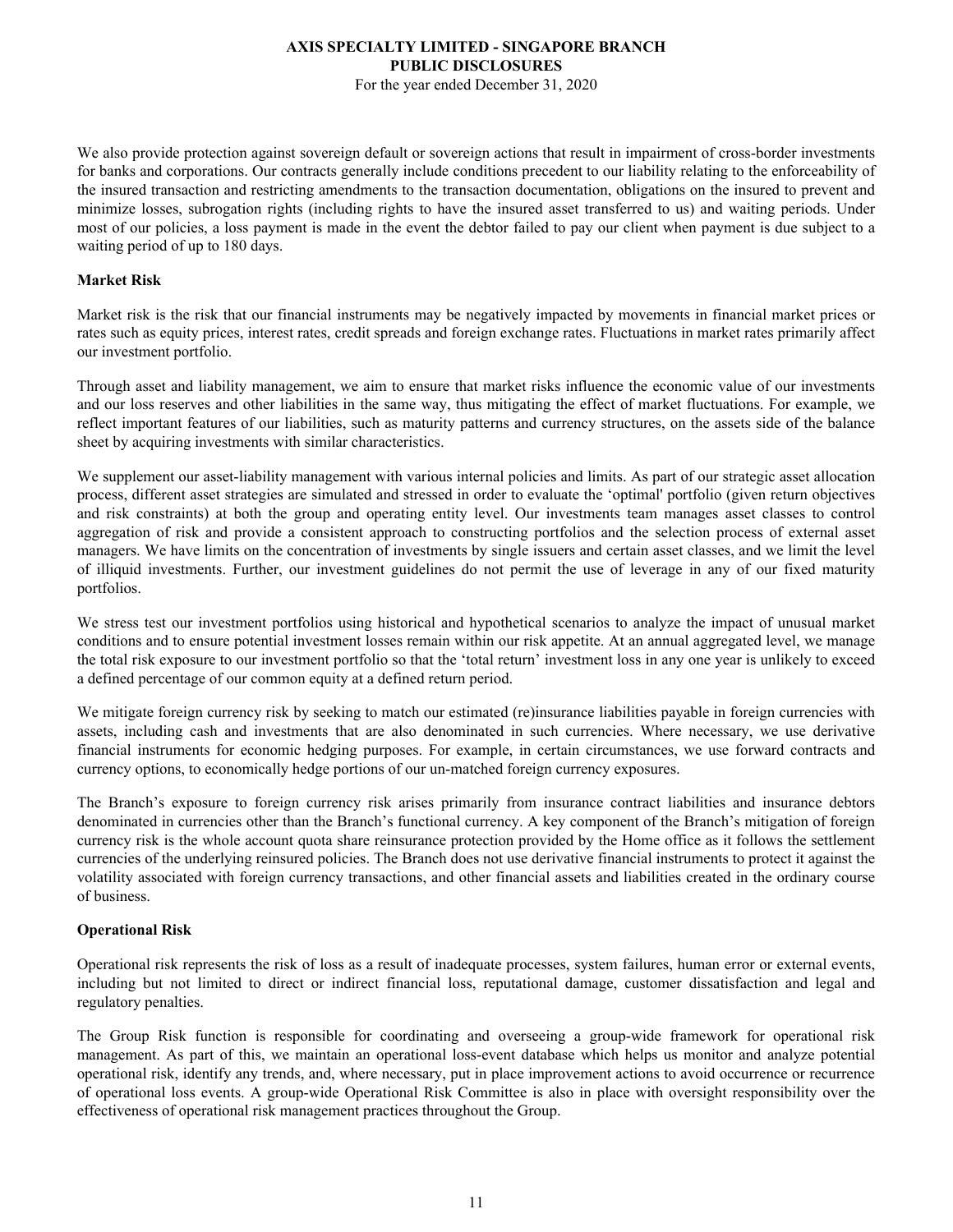We also provide protection against sovereign default or sovereign actions that result in impairment of cross-border investments for banks and corporations. Our contracts generally include conditions precedent to our liability relating to the enforceability of the insured transaction and restricting amendments to the transaction documentation, obligations on the insured to prevent and minimize losses, subrogation rights (including rights to have the insured asset transferred to us) and waiting periods. Under most of our policies, a loss payment is made in the event the debtor failed to pay our client when payment is due subject to a waiting period of up to 180 days.

**Market Risk**

Market risk is the risk that our financial instruments may be negatively impacted by movements in financial market prices or rates such as equity prices, interest rates, credit spreads and foreign exchange rates. Fluctuations in market rates primarily affect our investment portfolio.

Through asset and liability management, we aim to ensure that market risks influence the economic value of our investments and our loss reserves and other liabilities in the same way, thus mitigating the effect of market fluctuations. For example, we reflect important features of our liabilities, such as maturity patterns and currency structures, on the assets side of the balance sheet by acquiring investments with similar characteristics.

We supplement our asset-liability management with various internal policies and limits. As part of our strategic asset allocation process, different asset strategies are simulated and stressed in order to evaluate the 'optimal' portfolio (given return objectives and risk constraints) at both the group and operating entity level. Our investments team manages asset classes to control aggregation of risk and provide a consistent approach to constructing portfolios and the selection process of external asset managers. We have limits on the concentration of investments by single issuers and certain asset classes, and we limit the level of illiquid investments. Further, our investment guidelines do not permit the use of leverage in any of our fixed maturity portfolios.

We stress test our investment portfolios using historical and hypothetical scenarios to analyze the impact of unusual market conditions and to ensure potential investment losses remain within our risk appetite. At an annual aggregated level, we manage the total risk exposure to our investment portfolio so that the 'total return' investment loss in any one year is unlikely to exceed a defined percentage of our common equity at a defined return period.

We mitigate foreign currency risk by seeking to match our estimated (re)insurance liabilities payable in foreign currencies with assets, including cash and investments that are also denominated in such currencies. Where necessary, we use derivative financial instruments for economic hedging purposes. For example, in certain circumstances, we use forward contracts and currency options, to economically hedge portions of our un-matched foreign currency exposures.

The Branch's exposure to foreign currency risk arises primarily from insurance contract liabilities and insurance debtors denominated in currencies other than the Branch's functional currency. A key component of the Branch's mitigation of foreign currency risk is the whole account quota share reinsurance protection provided by the Home office as it follows the settlement currencies of the underlying reinsured policies. The Branch does not use derivative financial instruments to protect it against the volatility associated with foreign currency transactions, and other financial assets and liabilities created in the ordinary course of business.

**Operational Risk**

Operational risk represents the risk of loss as a result of inadequate processes, system failures, human error or external events, including but not limited to direct or indirect financial loss, reputational damage, customer dissatisfaction and legal and regulatory penalties.

The Group Risk function is responsible for coordinating and overseeing a group-wide framework for operational risk management. As part of this, we maintain an operational loss-event database which helps us monitor and analyze potential operational risk, identify any trends, and, where necessary, put in place improvement actions to avoid occurrence or recurrence of operational loss events. A group-wide Operational Risk Committee is also in place with oversight responsibility over the effectiveness of operational risk management practices throughout the Group.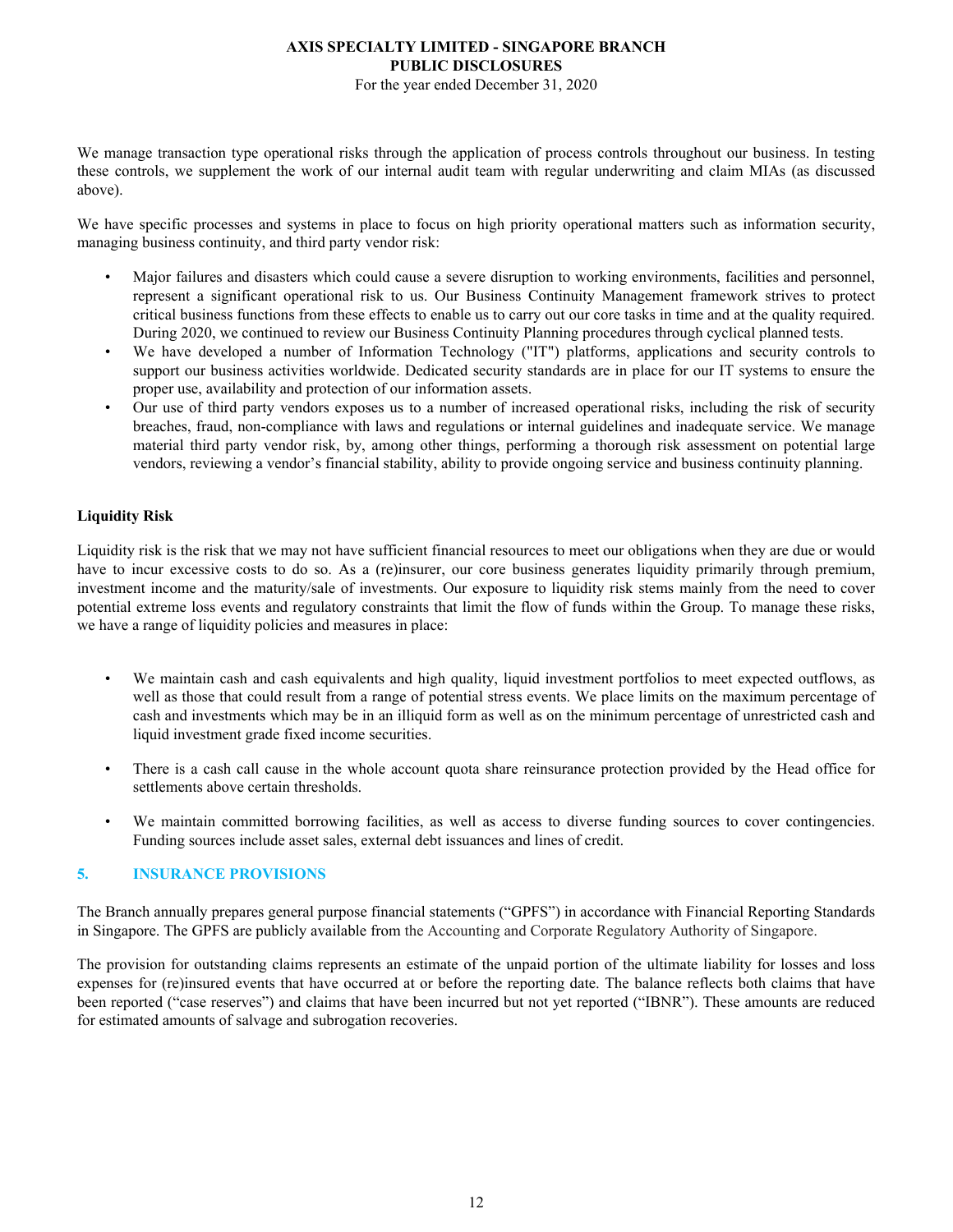We manage transaction type operational risks through the application of process controls throughout our business. In testing these controls, we supplement the work of our internal audit team with regular underwriting and claim MIAs (as discussed above).

We have specific processes and systems in place to focus on high priority operational matters such as information security, managing business continuity, and third party vendor risk:

- Major failures and disasters which could cause a severe disruption to working environments, facilities and personnel, represent a significant operational risk to us. Our Business Continuity Management framework strives to protect critical business functions from these effects to enable us to carry out our core tasks in time and at the quality required. During 2020, we continued to review our Business Continuity Planning procedures through cyclical planned tests.
- We have developed a number of Information Technology ("IT") platforms, applications and security controls to support our business activities worldwide. Dedicated security standards are in place for our IT systems to ensure the proper use, availability and protection of our information assets.
- Our use of third party vendors exposes us to a number of increased operational risks, including the risk of security breaches, fraud, non-compliance with laws and regulations or internal guidelines and inadequate service. We manage material third party vendor risk, by, among other things, performing a thorough risk assessment on potential large vendors, reviewing a vendor's financial stability, ability to provide ongoing service and business continuity planning.

**Liquidity Risk**

Liquidity risk is the risk that we may not have sufficient financial resources to meet our obligations when they are due or would have to incur excessive costs to do so. As a (re)insurer, our core business generates liquidity primarily through premium, investment income and the maturity/sale of investments. Our exposure to liquidity risk stems mainly from the need to cover potential extreme loss events and regulatory constraints that limit the flow of funds within the Group. To manage these risks, we have a range of liquidity policies and measures in place:

- We maintain cash and cash equivalents and high quality, liquid investment portfolios to meet expected outflows, as well as those that could result from a range of potential stress events. We place limits on the maximum percentage of cash and investments which may be in an illiquid form as well as on the minimum percentage of unrestricted cash and liquid investment grade fixed income securities.

- There is a cash call cause in the whole account quota share reinsurance protection provided by the Head office for settlements above certain thresholds.

- We maintain committed borrowing facilities, as well as access to diverse funding sources to cover contingencies. Funding sources include asset sales, external debt issuances and lines of credit.

## 5. INSURANCE PROVISIONS

The Branch annually prepares general purpose financial statements ("GPFS") in accordance with Financial Reporting Standards in Singapore. The GPFS are publicly available from the Accounting and Corporate Regulatory Authority of Singapore.

The provision for outstanding claims represents an estimate of the unpaid portion of the ultimate liability for losses and loss expenses for (re)insured events that have occurred at or before the reporting date. The balance reflects both claims that have been reported ("case reserves") and claims that have been incurred but not yet reported ("IBNR"). These amounts are reduced for estimated amounts of salvage and subrogation recoveries.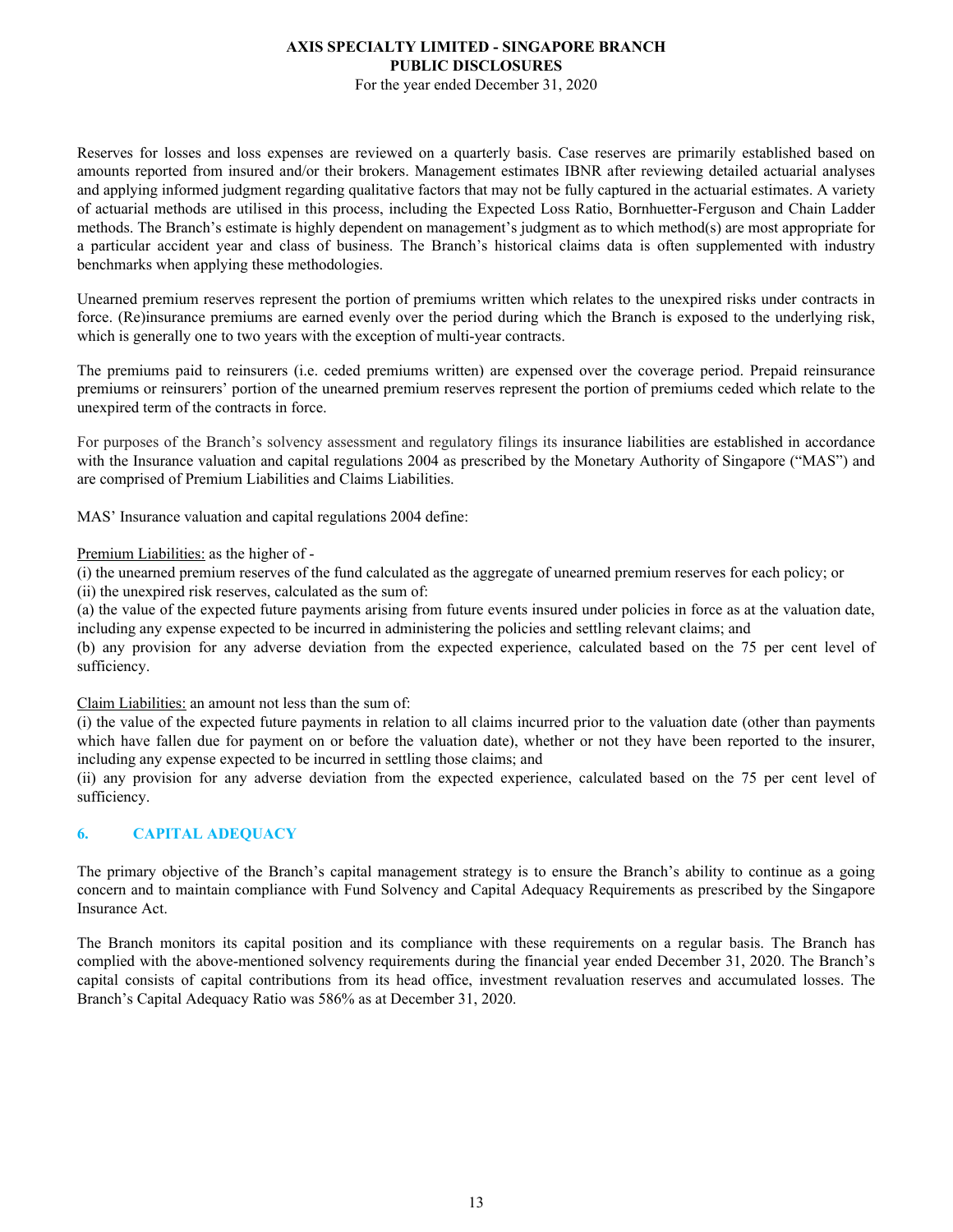Reserves for losses and loss expenses are reviewed on a quarterly basis. Case reserves are primarily established based on amounts reported from insured and/or their brokers. Management estimates IBNR after reviewing detailed actuarial analyses and applying informed judgment regarding qualitative factors that may not be fully captured in the actuarial estimates. A variety of actuarial methods are utilised in this process, including the Expected Loss Ratio, Bornhuetter-Ferguson and Chain Ladder methods. The Branch's estimate is highly dependent on management's judgment as to which method(s) are most appropriate for a particular accident year and class of business. The Branch's historical claims data is often supplemented with industry benchmarks when applying these methodologies.

Unearned premium reserves represent the portion of premiums written which relates to the unexpired risks under contracts in force. (Re)insurance premiums are earned evenly over the period during which the Branch is exposed to the underlying risk, which is generally one to two years with the exception of multi-year contracts.

The premiums paid to reinsurers (i.e. ceded premiums written) are expensed over the coverage period. Prepaid reinsurance premiums or reinsurers' portion of the unearned premium reserves represent the portion of premiums ceded which relate to the unexpired term of the contracts in force.

For purposes of the Branch's solvency assessment and regulatory filings its insurance liabilities are established in accordance with the Insurance valuation and capital regulations 2004 as prescribed by the Monetary Authority of Singapore ("MAS") and are comprised of Premium Liabilities and Claims Liabilities.

MAS' Insurance valuation and capital regulations 2004 define:

Premium Liabilities: as the higher of -

(i) the unearned premium reserves of the fund calculated as the aggregate of unearned premium reserves for each policy; or

(ii) the unexpired risk reserves, calculated as the sum of:

(a) the value of the expected future payments arising from future events insured under policies in force as at the valuation date, including any expense expected to be incurred in administering the policies and settling relevant claims; and

(b) any provision for any adverse deviation from the expected experience, calculated based on the 75 per cent level of sufficiency.

Claim Liabilities: an amount not less than the sum of:

(i) the value of the expected future payments in relation to all claims incurred prior to the valuation date (other than payments which have fallen due for payment on or before the valuation date), whether or not they have been reported to the insurer, including any expense expected to be incurred in settling those claims; and

(ii) any provision for any adverse deviation from the expected experience, calculated based on the 75 per cent level of sufficiency.

## 6. CAPITAL ADEQUACY

The primary objective of the Branch's capital management strategy is to ensure the Branch's ability to continue as a going concern and to maintain compliance with Fund Solvency and Capital Adequacy Requirements as prescribed by the Singapore Insurance Act.

The Branch monitors its capital position and its compliance with these requirements on a regular basis. The Branch has complied with the above-mentioned solvency requirements during the financial year ended December 31, 2020. The Branch's capital consists of capital contributions from its head office, investment revaluation reserves and accumulated losses. The Branch's Capital Adequacy Ratio was 586% as at December 31, 2020.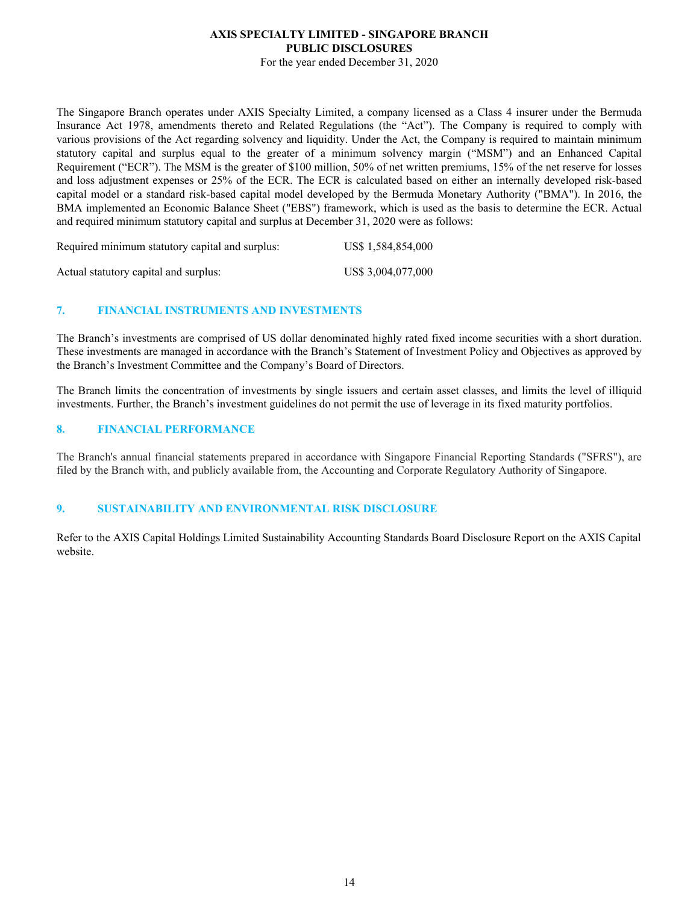The Singapore Branch operates under AXIS Specialty Limited, a company licensed as a Class 4 insurer under the Bermuda Insurance Act 1978, amendments thereto and Related Regulations (the "Act"). The Company is required to comply with various provisions of the Act regarding solvency and liquidity. Under the Act, the Company is required to maintain minimum statutory capital and surplus equal to the greater of a minimum solvency margin ("MSM") and an Enhanced Capital Requirement ("ECR"). The MSM is the greater of $100 million, 50% of net written premiums, 15% of the net reserve for losses and loss adjustment expenses or 25% of the ECR. The ECR is calculated based on either an internally developed risk-based capital model or a standard risk-based capital model developed by the Bermuda Monetary Authority ("BMA"). In 2016, the BMA implemented an Economic Balance Sheet ("EBS") framework, which is used as the basis to determine the ECR. Actual and required minimum statutory capital and surplus at December 31, 2020 were as follows:

| | |
|---|---|
| Required minimum statutory capital and surplus: | US$ 1,584,854,000 |
| Actual statutory capital and surplus: | US$ 3,004,077,000 |

## 7. FINANCIAL INSTRUMENTS AND INVESTMENTS

The Branch's investments are comprised of US dollar denominated highly rated fixed income securities with a short duration. These investments are managed in accordance with the Branch's Statement of Investment Policy and Objectives as approved by the Branch's Investment Committee and the Company's Board of Directors.

The Branch limits the concentration of investments by single issuers and certain asset classes, and limits the level of illiquid investments. Further, the Branch's investment guidelines do not permit the use of leverage in its fixed maturity portfolios.

## 8. FINANCIAL PERFORMANCE

The Branch's annual financial statements prepared in accordance with Singapore Financial Reporting Standards ("SFRS"), are filed by the Branch with, and publicly available from, the Accounting and Corporate Regulatory Authority of Singapore.

## 9. SUSTAINABILITY AND ENVIRONMENTAL RISK DISCLOSURE

Refer to the AXIS Capital Holdings Limited Sustainability Accounting Standards Board Disclosure Report on the AXIS Capital website.